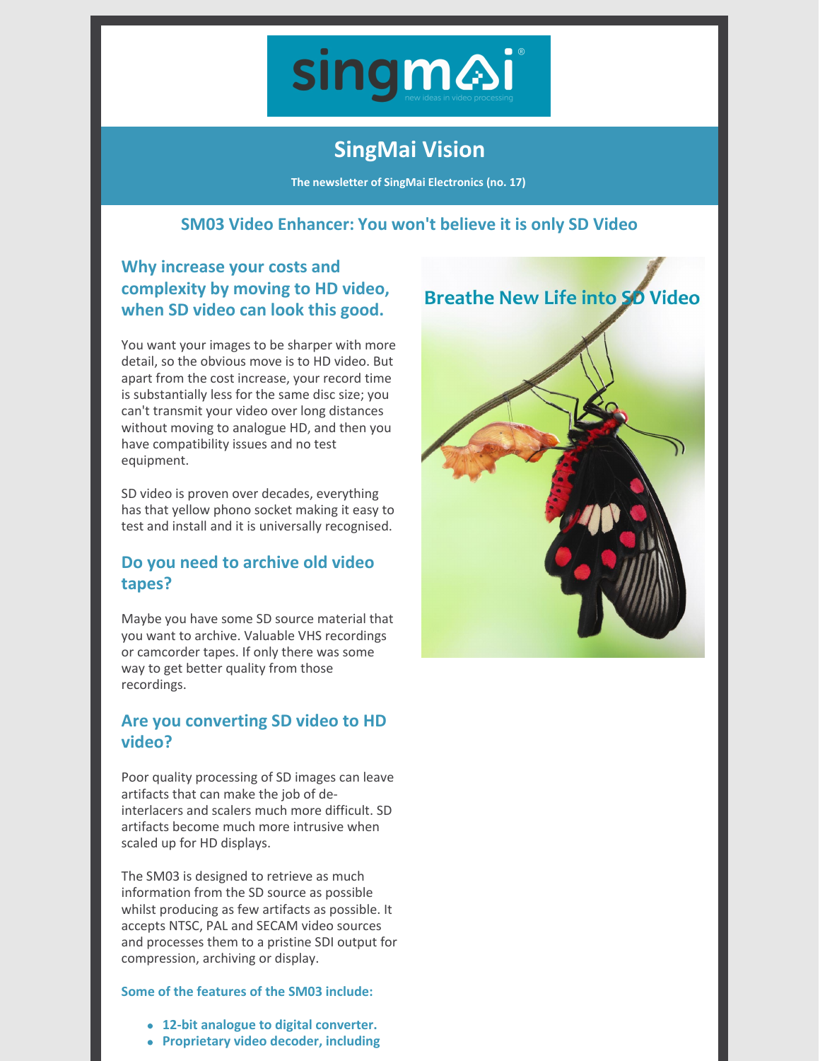singmai
new ideas in video processing

# SingMai Vision

**The newsletter of SingMai Electronics (no. 17)**

## SM03 Video Enhancer: You won't believe it is only SD Video

### Why increase your costs and complexity by moving to HD video, when SD video can look this good.

You want your images to be sharper with more detail, so the obvious move is to HD video. But apart from the cost increase, your record time is substantially less for the same disc size; you can't transmit your video over long distances without moving to analogue HD, and then you have compatibility issues and no test equipment.

SD video is proven over decades, everything has that yellow phono socket making it easy to test and install and it is universally recognised.

### Do you need to archive old video tapes?

Maybe you have some SD source material that you want to archive. Valuable VHS recordings or camcorder tapes. If only there was some way to get better quality from those recordings.

### Are you converting SD video to HD video?

Poor quality processing of SD images can leave artifacts that can make the job of de-interlacers and scalers much more difficult. SD artifacts become much more intrusive when scaled up for HD displays.

The SM03 is designed to retrieve as much information from the SD source as possible whilst producing as few artifacts as possible. It accepts NTSC, PAL and SECAM video sources and processes them to a pristine SDI output for compression, archiving or display.

**Some of the features of the SM03 include:**

- **12-bit analogue to digital converter.**
- **Proprietary video decoder, including**

Breathe New Life into SD Video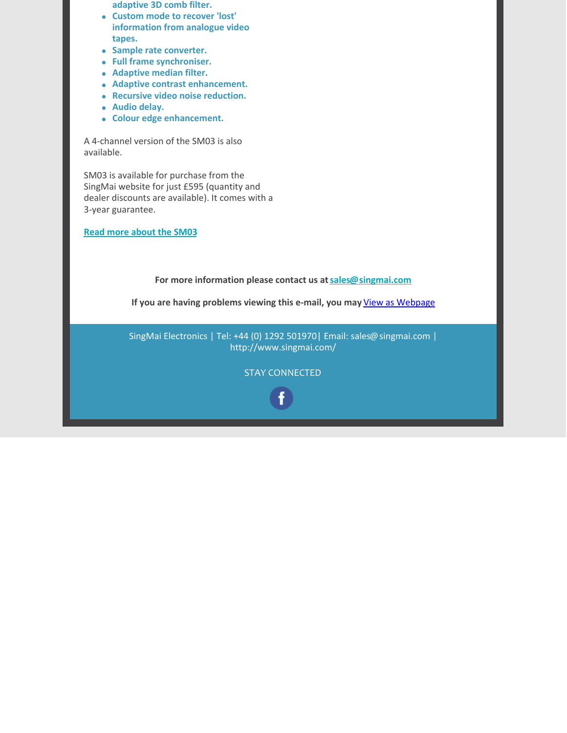- **adaptive 3D comb filter.**
- **Custom mode to recover 'lost' information from analogue video tapes.**
- **Sample rate converter.**
- **Full frame synchroniser.**
- **Adaptive median filter.**
- **Adaptive contrast enhancement.**
- **Recursive video noise reduction.**
- **Audio delay.**
- **Colour edge enhancement.**

A 4-channel version of the SM03 is also available.

SM03 is available for purchase from the SingMai website for just £595 (quantity and dealer discounts are available). It comes with a 3-year guarantee.

**Read more about the SM03**

**For more information please contact us at sales@singmai.com**

**If you are having problems viewing this e-mail, you may** View as Webpage

SingMai Electronics | Tel: +44 (0) 1292 501970| Email: sales@singmai.com | http://www.singmai.com/

STAY CONNECTED